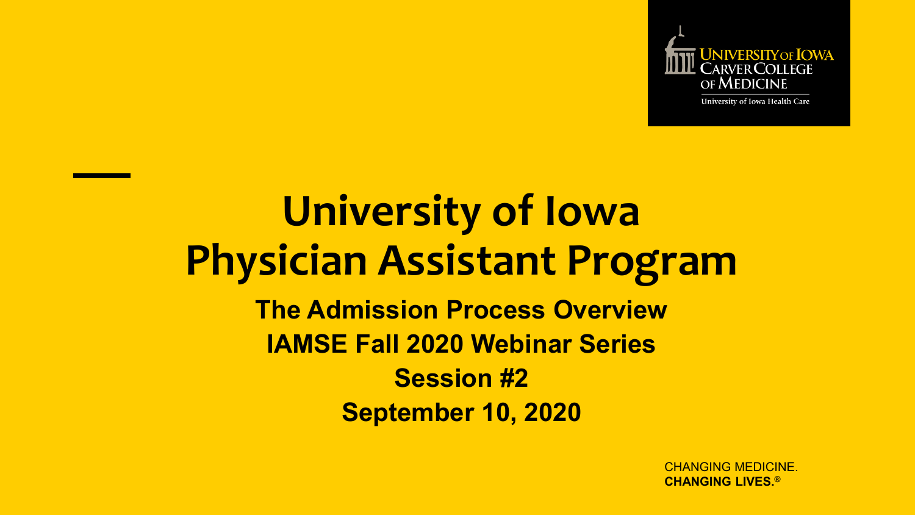UNIVERSITY OF IOWA CARVER COLLEGE OF MEDICINE

University of Iowa Health Care

# University of Iowa Physician Assistant Program

## The Admission Process Overview

## IAMSE Fall 2020 Webinar Series

## Session #2

## September 10, 2020

CHANGING MEDICINE.
**CHANGING LIVES.®**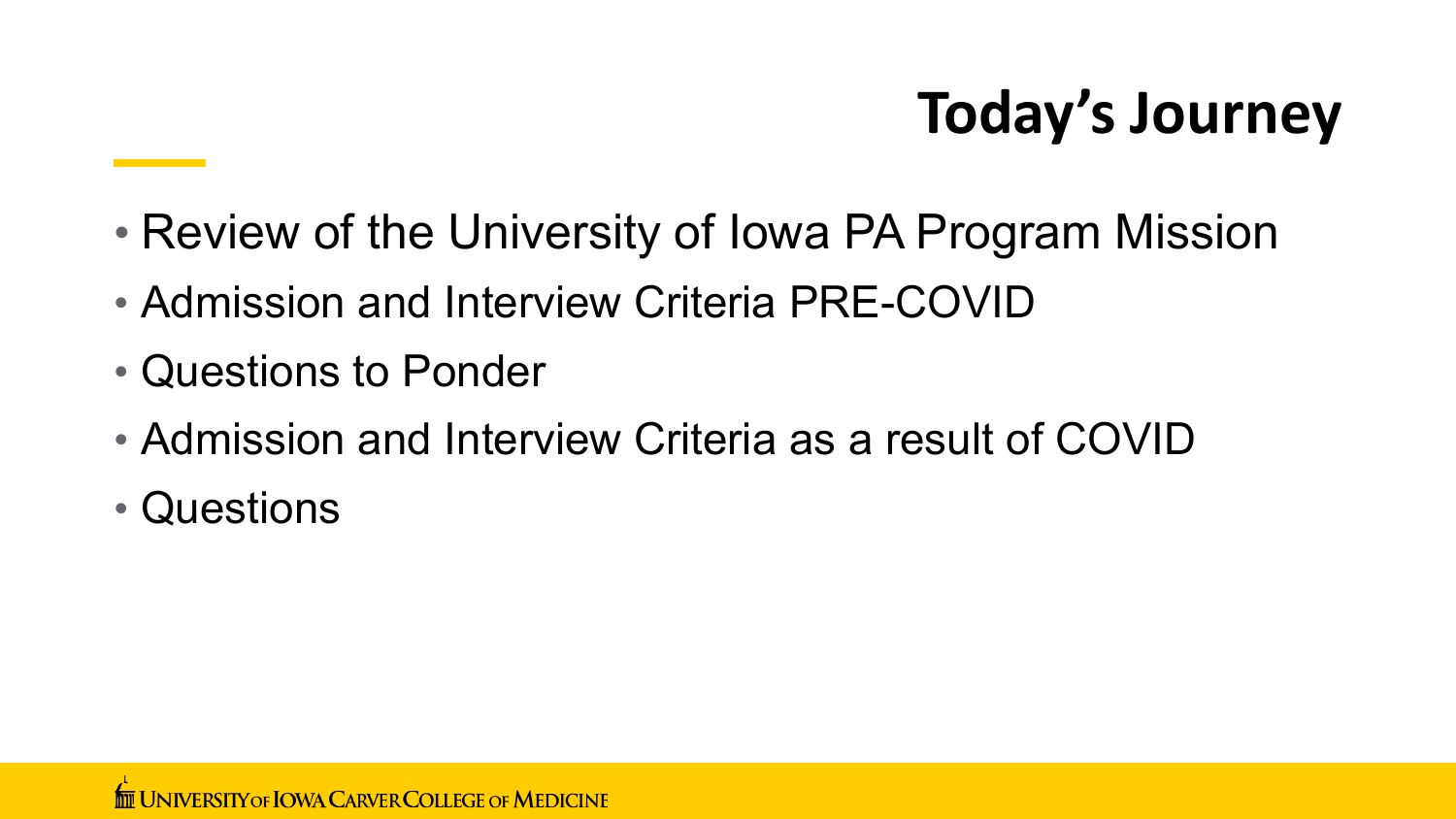# Today's Journey

- Review of the University of Iowa PA Program Mission
- Admission and Interview Criteria PRE-COVID
- Questions to Ponder
- Admission and Interview Criteria as a result of COVID
- Questions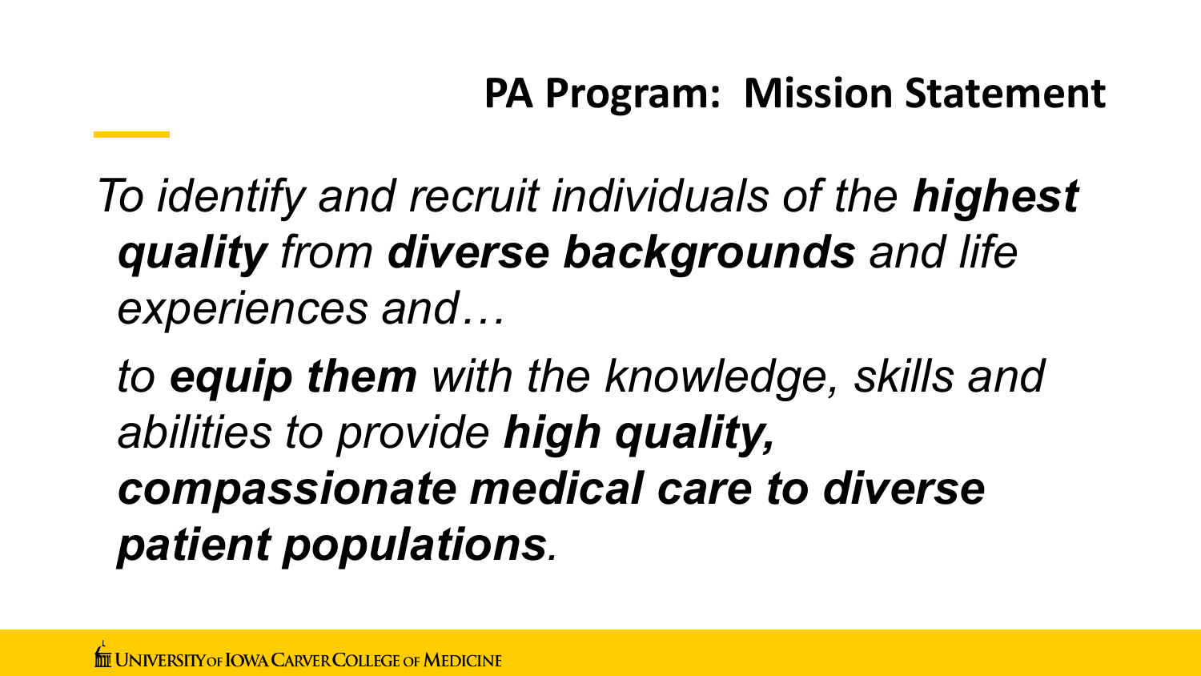## PA Program: Mission Statement

*To identify and recruit individuals of the **highest quality** from **diverse backgrounds** and life experiences and…*

*to **equip them** with the knowledge, skills and abilities to provide **high quality, compassionate medical care to diverse patient populations**.*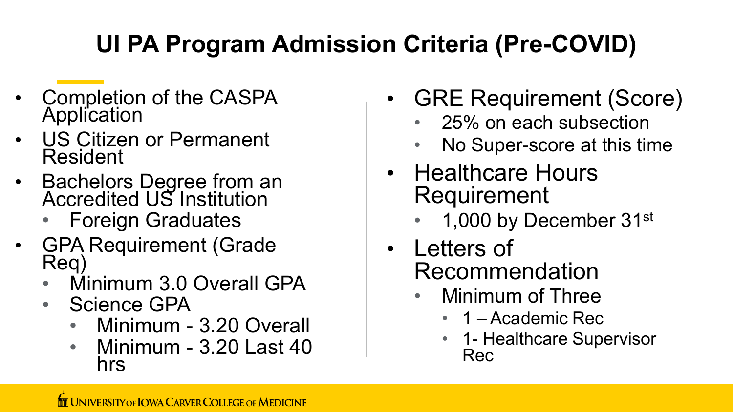# UI PA Program Admission Criteria (Pre-COVID)

- Completion of the CASPA Application
- US Citizen or Permanent Resident
- Bachelors Degree from an Accredited US Institution
  - Foreign Graduates
- GPA Requirement (Grade Req)
  - Minimum 3.0 Overall GPA
  - Science GPA
    - Minimum - 3.20 Overall
    - Minimum - 3.20 Last 40 hrs

- GRE Requirement (Score)
  - 25% on each subsection
  - No Super-score at this time
- Healthcare Hours Requirement
  - 1,000 by December 31st
- Letters of Recommendation
  - Minimum of Three
    - 1 – Academic Rec
    - 1- Healthcare Supervisor Rec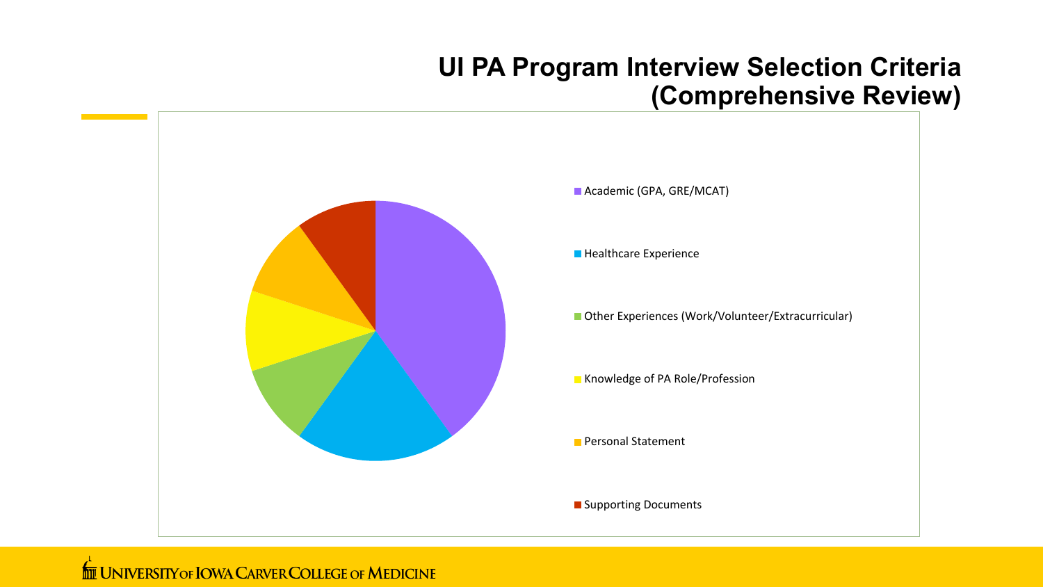# UI PA Program Interview Selection Criteria (Comprehensive Review)

- Academic (GPA, GRE/MCAT)
- Healthcare Experience
- Other Experiences (Work/Volunteer/Extracurricular)
- Knowledge of PA Role/Profession
- Personal Statement
- Supporting Documents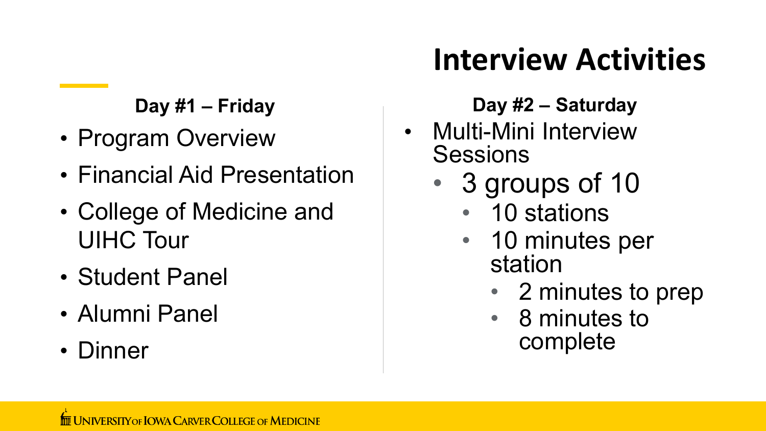# Interview Activities

**Day #1 – Friday**

- Program Overview
- Financial Aid Presentation
- College of Medicine and UIHC Tour
- Student Panel
- Alumni Panel
- Dinner

**Day #2 – Saturday**

- Multi-Mini Interview Sessions
  - 3 groups of 10
    - 10 stations
    - 10 minutes per station
      - 2 minutes to prep
      - 8 minutes to complete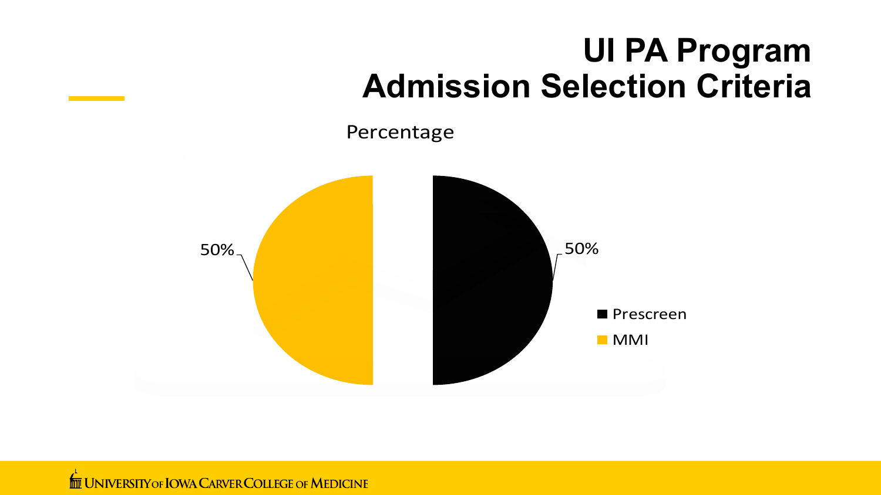# UI PA Program Admission Selection Criteria

Percentage

| Category | Percentage |
| --- | --- |
| Prescreen | 50% |
| MMI | 50% |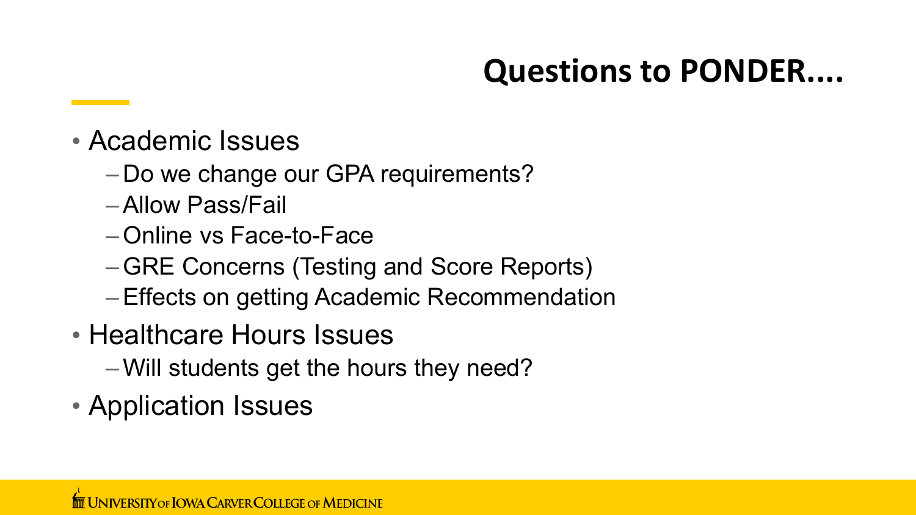# Questions to PONDER....

- Academic Issues
  - Do we change our GPA requirements?
  - Allow Pass/Fail
  - Online vs Face-to-Face
  - GRE Concerns (Testing and Score Reports)
  - Effects on getting Academic Recommendation
- Healthcare Hours Issues
  - Will students get the hours they need?
- Application Issues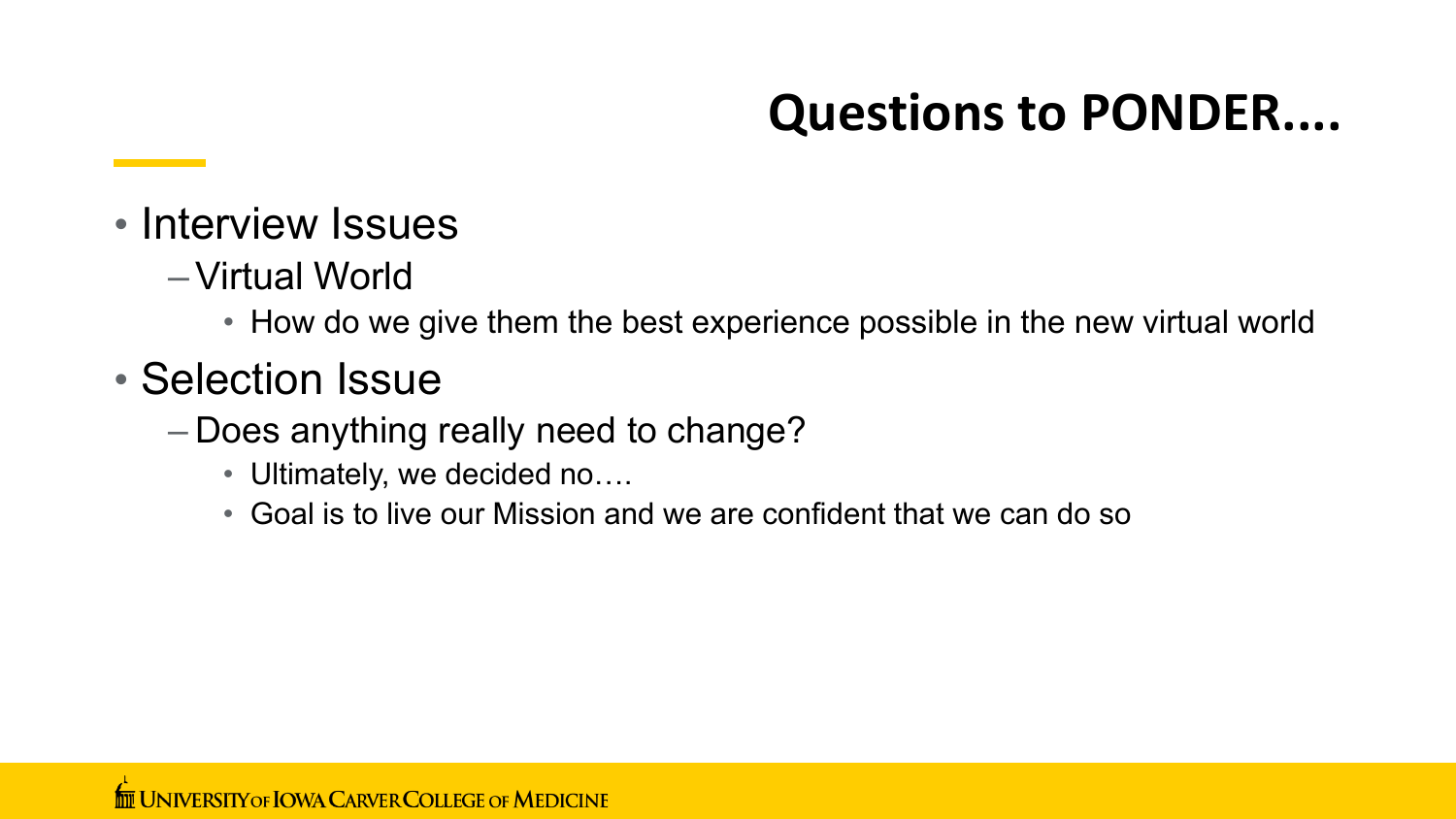# Questions to PONDER....

- Interview Issues
  - Virtual World
    - How do we give them the best experience possible in the new virtual world
- Selection Issue
  - Does anything really need to change?
    - Ultimately, we decided no….
    - Goal is to live our Mission and we are confident that we can do so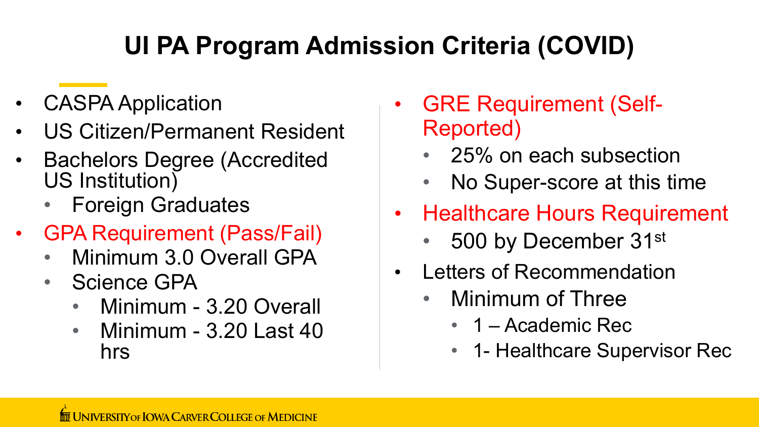# UI PA Program Admission Criteria (COVID)

- CASPA Application
- US Citizen/Permanent Resident
- Bachelors Degree (Accredited US Institution)
  - Foreign Graduates
- GPA Requirement (Pass/Fail)
  - Minimum 3.0 Overall GPA
  - Science GPA
    - Minimum - 3.20 Overall
    - Minimum - 3.20 Last 40 hrs
- GRE Requirement (Self-Reported)
  - 25% on each subsection
  - No Super-score at this time
- Healthcare Hours Requirement
  - 500 by December 31st
- Letters of Recommendation
  - Minimum of Three
    - 1 – Academic Rec
    - 1- Healthcare Supervisor Rec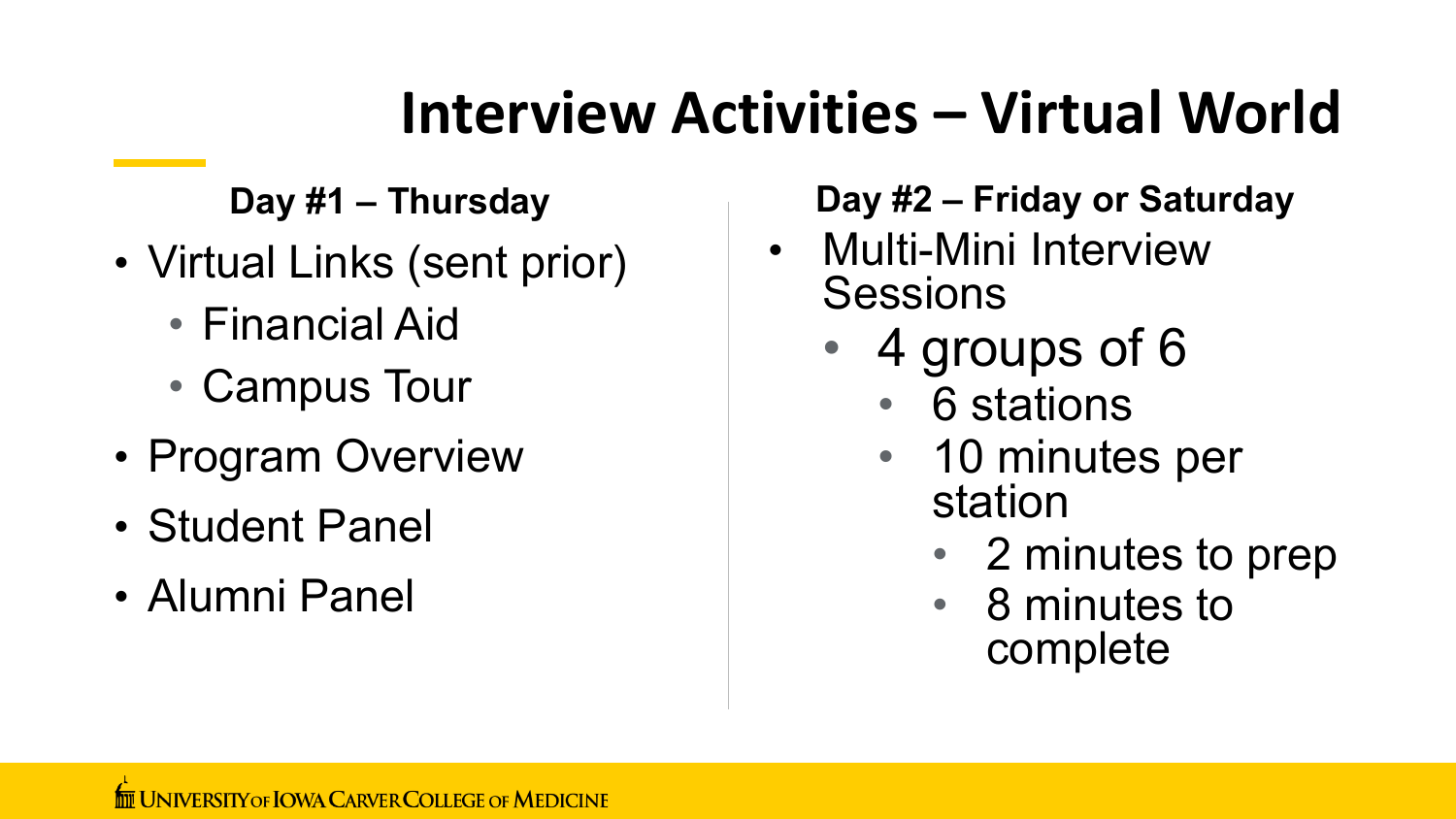# Interview Activities – Virtual World

**Day #1 – Thursday**

- Virtual Links (sent prior)
  - Financial Aid
  - Campus Tour
- Program Overview
- Student Panel
- Alumni Panel

**Day #2 – Friday or Saturday**

- Multi-Mini Interview Sessions
  - 4 groups of 6
    - 6 stations
    - 10 minutes per station
      - 2 minutes to prep
      - 8 minutes to complete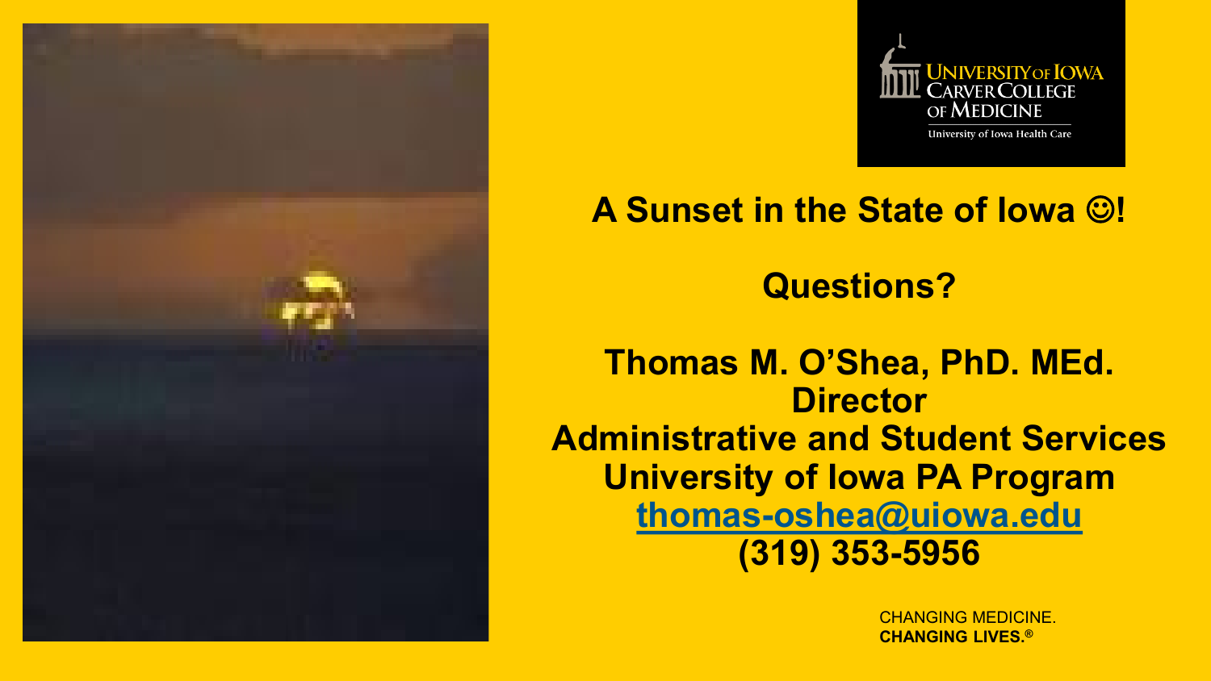**A Sunset in the State of Iowa ☺!**

**Questions?**

**Thomas M. O'Shea, PhD. MEd.**
**Director**
**Administrative and Student Services**
**University of Iowa PA Program**
**[thomas-oshea@uiowa.edu](mailto:thomas-oshea@uiowa.edu)**
**(319) 353-5956**

CHANGING MEDICINE.
**CHANGING LIVES.®**